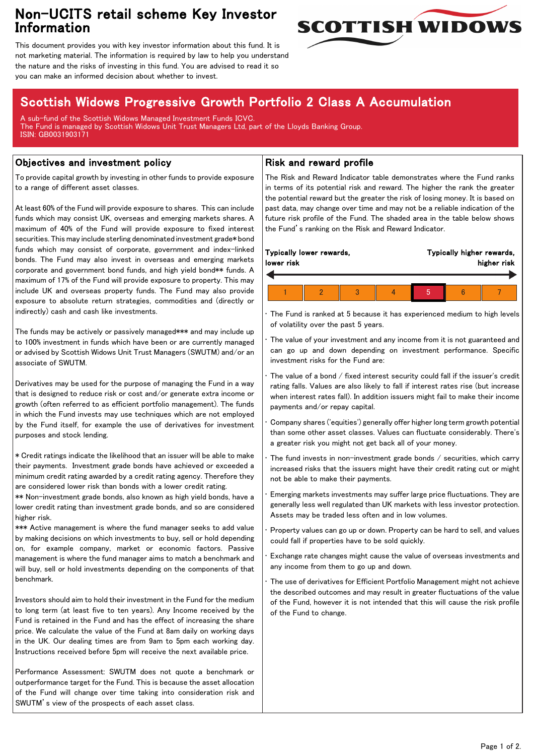# Non-UCITS retail scheme Key Investor Information

This document provides you with key investor information about this fund. It is not marketing material. The information is required by law to help you understand the nature and the risks of investing in this fund. You are advised to read it so you can make an informed decision about whether to invest.

## Scottish Widows Progressive Growth Portfolio 2 Class A Accumulation

A sub-fund of the Scottish Widows Managed Investment Funds ICVC.
The Fund is managed by Scottish Widows Unit Trust Managers Ltd, part of the Lloyds Banking Group.
ISIN: GB0031903171

## Objectives and investment policy

To provide capital growth by investing in other funds to provide exposure to a range of different asset classes.

At least 60% of the Fund will provide exposure to shares. This can include funds which may consist UK, overseas and emerging markets shares. A maximum of 40% of the Fund will provide exposure to fixed interest securities. This may include sterling denominated investment grade* bond funds which may consist of corporate, government and index-linked bonds. The Fund may also invest in overseas and emerging markets corporate and government bond funds, and high yield bond** funds. A maximum of 17% of the Fund will provide exposure to property. This may include UK and overseas property funds. The Fund may also provide exposure to absolute return strategies, commodities and (directly or indirectly) cash and cash like investments.

The funds may be actively or passively managed*** and may include up to 100% investment in funds which have been or are currently managed or advised by Scottish Widows Unit Trust Managers (SWUTM) and/or an associate of SWUTM.

Derivatives may be used for the purpose of managing the Fund in a way that is designed to reduce risk or cost and/or generate extra income or growth (often referred to as efficient portfolio management). The funds in which the Fund invests may use techniques which are not employed by the Fund itself, for example the use of derivatives for investment purposes and stock lending.

* Credit ratings indicate the likelihood that an issuer will be able to make their payments. Investment grade bonds have achieved or exceeded a minimum credit rating awarded by a credit rating agency. Therefore they are considered lower risk than bonds with a lower credit rating.
** Non-investment grade bonds, also known as high yield bonds, have a lower credit rating than investment grade bonds, and so are considered higher risk.
*** Active management is where the fund manager seeks to add value by making decisions on which investments to buy, sell or hold depending on, for example company, market or economic factors. Passive management is where the fund manager aims to match a benchmark and will buy, sell or hold investments depending on the components of that benchmark.

Investors should aim to hold their investment in the Fund for the medium to long term (at least five to ten years). Any Income received by the Fund is retained in the Fund and has the effect of increasing the share price. We calculate the value of the Fund at 8am daily on working days in the UK. Our dealing times are from 9am to 5pm each working day. Instructions received before 5pm will receive the next available price.

Performance Assessment: SWUTM does not quote a benchmark or outperformance target for the Fund. This is because the asset allocation of the Fund will change over time taking into consideration risk and SWUTM's view of the prospects of each asset class.

## Risk and reward profile

The Risk and Reward Indicator table demonstrates where the Fund ranks in terms of its potential risk and reward. The higher the rank the greater the potential reward but the greater the risk of losing money. It is based on past data, may change over time and may not be a reliable indication of the future risk profile of the Fund. The shaded area in the table below shows the Fund's ranking on the Risk and Reward Indicator.

**Typically lower rewards, lower risk** ← → **Typically higher rewards, higher risk**

| 1 | 2 | 3 | 4 | **5** | 6 | 7 |
|---|---|---|---|---|---|---|

- The Fund is ranked at 5 because it has experienced medium to high levels of volatility over the past 5 years.
- The value of your investment and any income from it is not guaranteed and can go up and down depending on investment performance. Specific investment risks for the Fund are:
- The value of a bond / fixed interest security could fall if the issuer's credit rating falls. Values are also likely to fall if interest rates rise (but increase when interest rates fall). In addition issuers might fail to make their income payments and/or repay capital.
- Company shares ('equities') generally offer higher long term growth potential than some other asset classes. Values can fluctuate considerably. There's a greater risk you might not get back all of your money.
- The fund invests in non-investment grade bonds / securities, which carry increased risks that the issuers might have their credit rating cut or might not be able to make their payments.
- Emerging markets investments may suffer large price fluctuations. They are generally less well regulated than UK markets with less investor protection. Assets may be traded less often and in low volumes.
- Property values can go up or down. Property can be hard to sell, and values could fall if properties have to be sold quickly.
- Exchange rate changes might cause the value of overseas investments and any income from them to go up and down.
- The use of derivatives for Efficient Portfolio Management might not achieve the described outcomes and may result in greater fluctuations of the value of the Fund, however it is not intended that this will cause the risk profile of the Fund to change.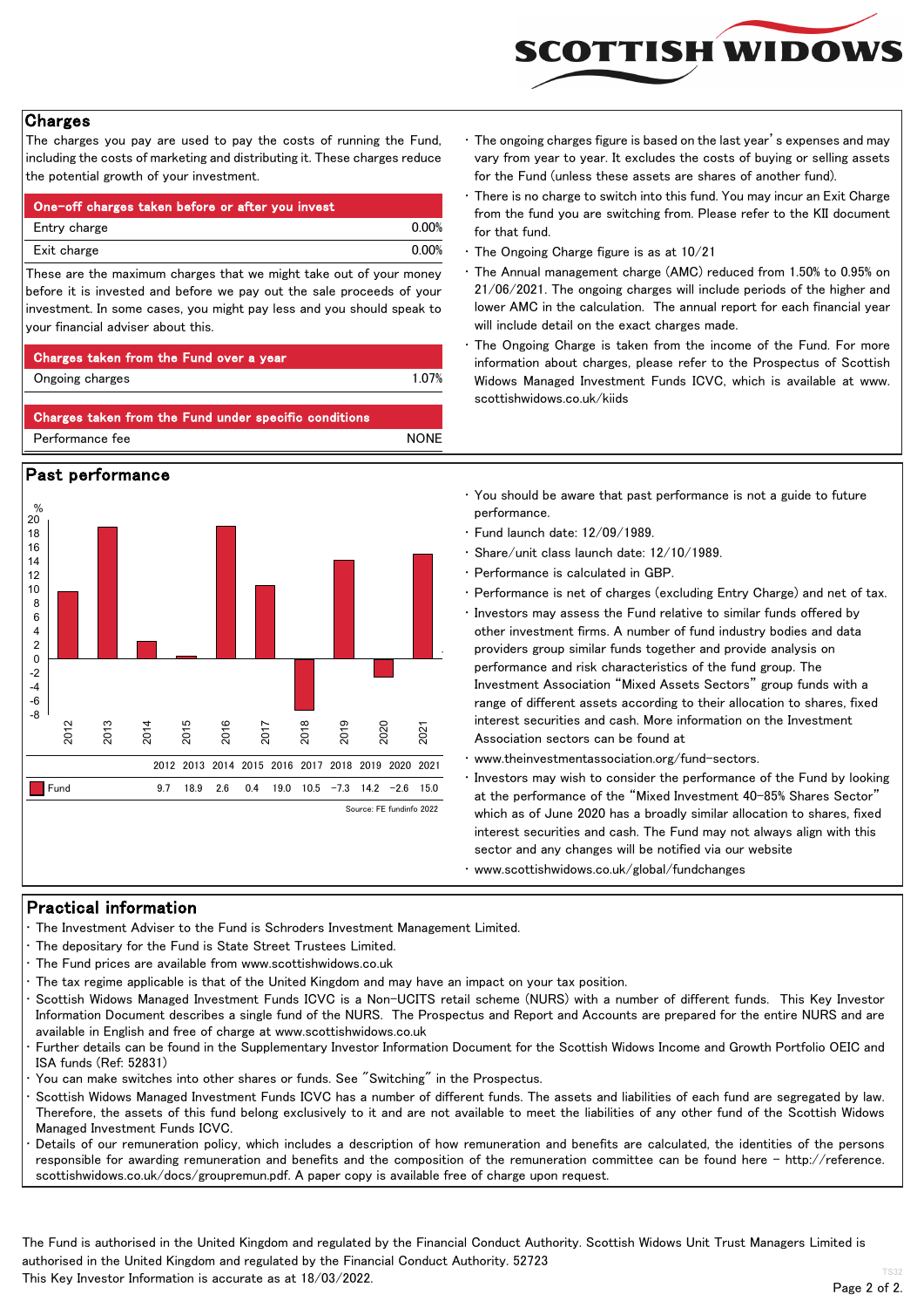## Charges

The charges you pay are used to pay the costs of running the Fund, including the costs of marketing and distributing it. These charges reduce the potential growth of your investment.

| One-off charges taken before or after you invest | |
|---|---|
| Entry charge | 0.00% |
| Exit charge | 0.00% |

These are the maximum charges that we might take out of your money before it is invested and before we pay out the sale proceeds of your investment. In some cases, you might pay less and you should speak to your financial adviser about this.

| Charges taken from the Fund over a year | |
|---|---|
| Ongoing charges | 1.07% |

| Charges taken from the Fund under specific conditions | |
|---|---|
| Performance fee | NONE |

- The ongoing charges figure is based on the last year's expenses and may vary from year to year. It excludes the costs of buying or selling assets for the Fund (unless these assets are shares of another fund).
- There is no charge to switch into this fund. You may incur an Exit Charge from the fund you are switching from. Please refer to the KII document for that fund.
- The Ongoing Charge figure is as at 10/21
- The Annual management charge (AMC) reduced from 1.50% to 0.95% on 21/06/2021. The ongoing charges will include periods of the higher and lower AMC in the calculation. The annual report for each financial year will include detail on the exact charges made.
- The Ongoing Charge is taken from the income of the Fund. For more information about charges, please refer to the Prospectus of Scottish Widows Managed Investment Funds ICVC, which is available at www.scottishwidows.co.uk/kiids

## Past performance

%
20
18
16
14
12
10
8
6
4
2
0
-2
-4
-6
-8

2012 2013 2014 2015 2016 2017 2018 2019 2020 2021

Fund 9.7 18.9 2.6 0.4 19.0 10.5 −7.3 14.2 −2.6 15.0

Source: FE fundinfo 2022

- You should be aware that past performance is not a guide to future performance.
- Fund launch date: 12/09/1989.
- Share/unit class launch date: 12/10/1989.
- Performance is calculated in GBP.
- Performance is net of charges (excluding Entry Charge) and net of tax.
- Investors may assess the Fund relative to similar funds offered by other investment firms. A number of fund industry bodies and data providers group similar funds together and provide analysis on performance and risk characteristics of the fund group. The Investment Association "Mixed Assets Sectors" group funds with a range of different assets according to their allocation to shares, fixed interest securities and cash. More information on the Investment Association sectors can be found at
- www.theinvestmentassociation.org/fund-sectors.
- Investors may wish to consider the performance of the Fund by looking at the performance of the "Mixed Investment 40-85% Shares Sector" which as of June 2020 has a broadly similar allocation to shares, fixed interest securities and cash. The Fund may not always align with this sector and any changes will be notified via our website
- www.scottishwidows.co.uk/global/fundchanges

## Practical information

- The Investment Adviser to the Fund is Schroders Investment Management Limited.
- The depositary for the Fund is State Street Trustees Limited.
- The Fund prices are available from www.scottishwidows.co.uk
- The tax regime applicable is that of the United Kingdom and may have an impact on your tax position.
- Scottish Widows Managed Investment Funds ICVC is a Non-UCITS retail scheme (NURS) with a number of different funds. This Key Investor Information Document describes a single fund of the NURS. The Prospectus and Report and Accounts are prepared for the entire NURS and are available in English and free of charge at www.scottishwidows.co.uk
- Further details can be found in the Supplementary Investor Information Document for the Scottish Widows Income and Growth Portfolio OEIC and ISA funds (Ref: 52831)
- You can make switches into other shares or funds. See "Switching" in the Prospectus.
- Scottish Widows Managed Investment Funds ICVC has a number of different funds. The assets and liabilities of each fund are segregated by law. Therefore, the assets of this fund belong exclusively to it and are not available to meet the liabilities of any other fund of the Scottish Widows Managed Investment Funds ICVC.
- Details of our remuneration policy, which includes a description of how remuneration and benefits are calculated, the identities of the persons responsible for awarding remuneration and benefits and the composition of the remuneration committee can be found here - http://reference.scottishwidows.co.uk/docs/groupremun.pdf. A paper copy is available free of charge upon request.

The Fund is authorised in the United Kingdom and regulated by the Financial Conduct Authority. Scottish Widows Unit Trust Managers Limited is authorised in the United Kingdom and regulated by the Financial Conduct Authority. 52723
This Key Investor Information is accurate as at 18/03/2022.